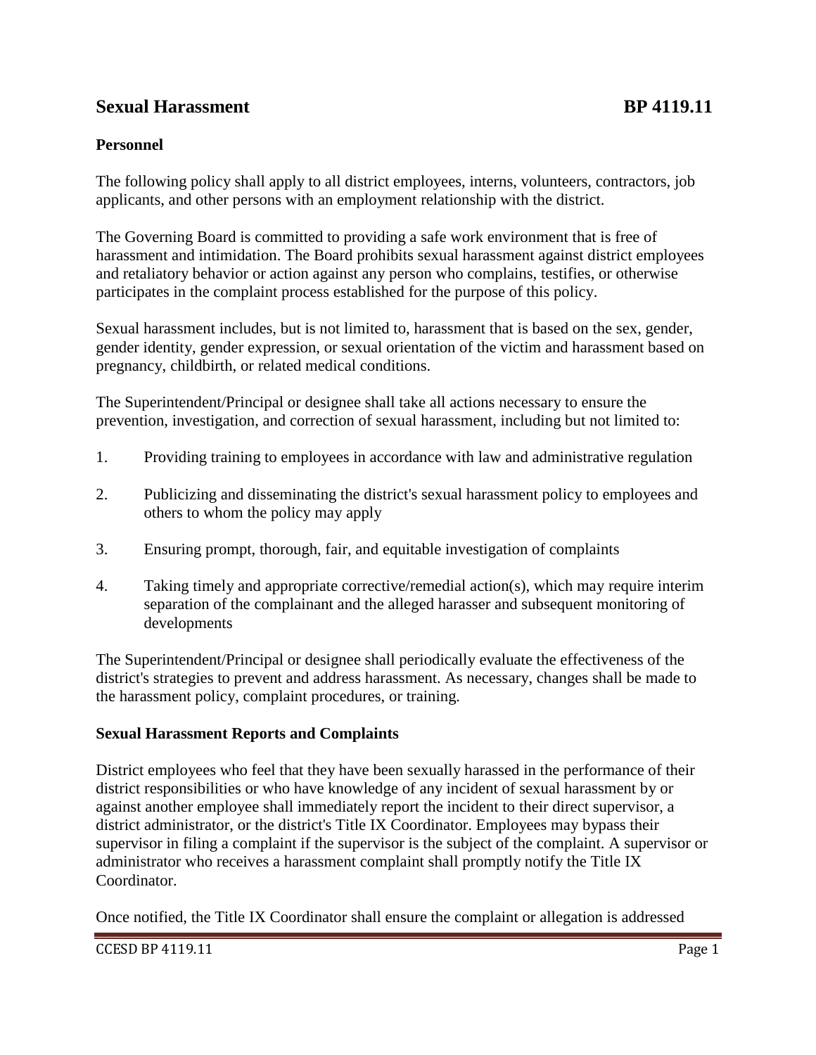## Sexual Harassment BP 4119.11

**Personnel**

The following policy shall apply to all district employees, interns, volunteers, contractors, job applicants, and other persons with an employment relationship with the district.

The Governing Board is committed to providing a safe work environment that is free of harassment and intimidation. The Board prohibits sexual harassment against district employees and retaliatory behavior or action against any person who complains, testifies, or otherwise participates in the complaint process established for the purpose of this policy.

Sexual harassment includes, but is not limited to, harassment that is based on the sex, gender, gender identity, gender expression, or sexual orientation of the victim and harassment based on pregnancy, childbirth, or related medical conditions.

The Superintendent/Principal or designee shall take all actions necessary to ensure the prevention, investigation, and correction of sexual harassment, including but not limited to:

1. Providing training to employees in accordance with law and administrative regulation

2. Publicizing and disseminating the district's sexual harassment policy to employees and others to whom the policy may apply

3. Ensuring prompt, thorough, fair, and equitable investigation of complaints

4. Taking timely and appropriate corrective/remedial action(s), which may require interim separation of the complainant and the alleged harasser and subsequent monitoring of developments

The Superintendent/Principal or designee shall periodically evaluate the effectiveness of the district's strategies to prevent and address harassment. As necessary, changes shall be made to the harassment policy, complaint procedures, or training.

**Sexual Harassment Reports and Complaints**

District employees who feel that they have been sexually harassed in the performance of their district responsibilities or who have knowledge of any incident of sexual harassment by or against another employee shall immediately report the incident to their direct supervisor, a district administrator, or the district's Title IX Coordinator. Employees may bypass their supervisor in filing a complaint if the supervisor is the subject of the complaint. A supervisor or administrator who receives a harassment complaint shall promptly notify the Title IX Coordinator.

Once notified, the Title IX Coordinator shall ensure the complaint or allegation is addressed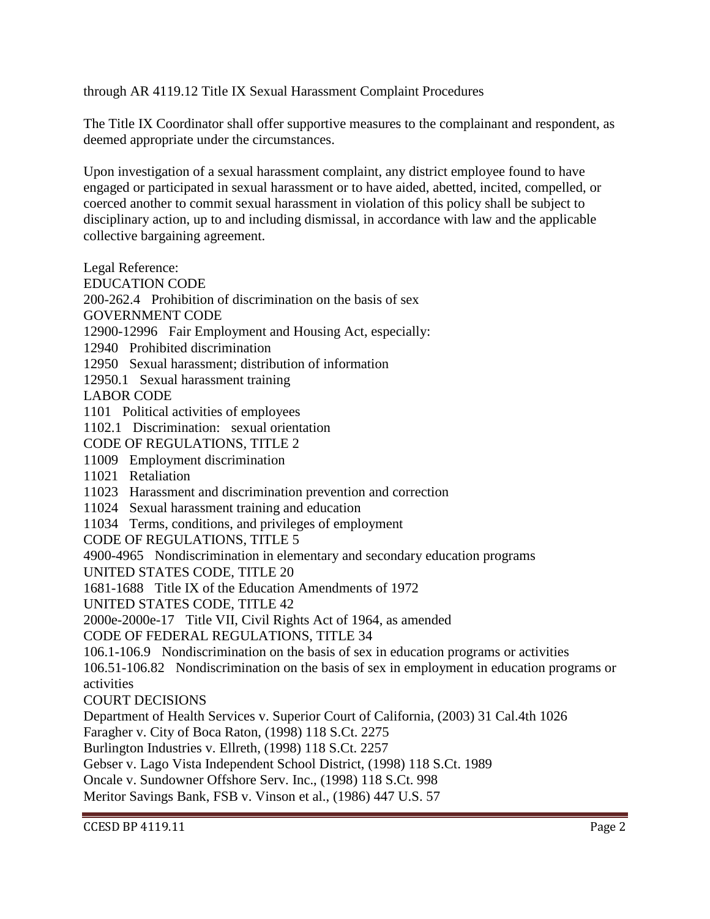through AR 4119.12 Title IX Sexual Harassment Complaint Procedures

The Title IX Coordinator shall offer supportive measures to the complainant and respondent, as deemed appropriate under the circumstances.

Upon investigation of a sexual harassment complaint, any district employee found to have engaged or participated in sexual harassment or to have aided, abetted, incited, compelled, or coerced another to commit sexual harassment in violation of this policy shall be subject to disciplinary action, up to and including dismissal, in accordance with law and the applicable collective bargaining agreement.

Legal Reference:
EDUCATION CODE
200-262.4 Prohibition of discrimination on the basis of sex
GOVERNMENT CODE
12900-12996 Fair Employment and Housing Act, especially:
12940 Prohibited discrimination
12950 Sexual harassment; distribution of information
12950.1 Sexual harassment training
LABOR CODE
1101 Political activities of employees
1102.1 Discrimination: sexual orientation
CODE OF REGULATIONS, TITLE 2
11009 Employment discrimination
11021 Retaliation
11023 Harassment and discrimination prevention and correction
11024 Sexual harassment training and education
11034 Terms, conditions, and privileges of employment
CODE OF REGULATIONS, TITLE 5
4900-4965 Nondiscrimination in elementary and secondary education programs
UNITED STATES CODE, TITLE 20
1681-1688 Title IX of the Education Amendments of 1972
UNITED STATES CODE, TITLE 42
2000e-2000e-17 Title VII, Civil Rights Act of 1964, as amended
CODE OF FEDERAL REGULATIONS, TITLE 34
106.1-106.9 Nondiscrimination on the basis of sex in education programs or activities
106.51-106.82 Nondiscrimination on the basis of sex in employment in education programs or activities
COURT DECISIONS
Department of Health Services v. Superior Court of California, (2003) 31 Cal.4th 1026
Faragher v. City of Boca Raton, (1998) 118 S.Ct. 2275
Burlington Industries v. Ellreth, (1998) 118 S.Ct. 2257
Gebser v. Lago Vista Independent School District, (1998) 118 S.Ct. 1989
Oncale v. Sundowner Offshore Serv. Inc., (1998) 118 S.Ct. 998
Meritor Savings Bank, FSB v. Vinson et al., (1986) 447 U.S. 57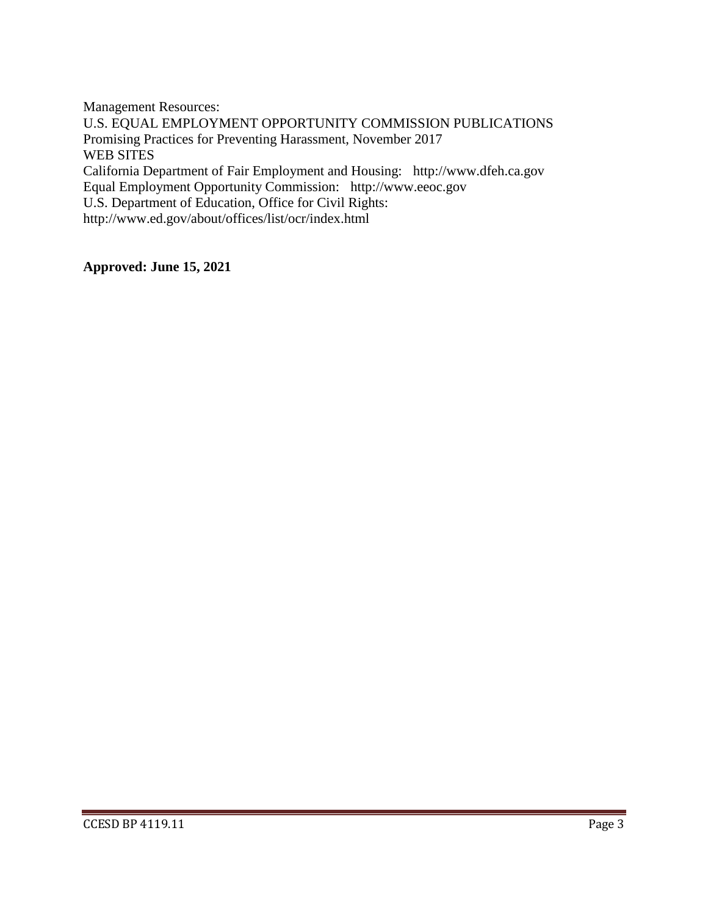Management Resources:
U.S. EQUAL EMPLOYMENT OPPORTUNITY COMMISSION PUBLICATIONS
Promising Practices for Preventing Harassment, November 2017
WEB SITES
California Department of Fair Employment and Housing: http://www.dfeh.ca.gov
Equal Employment Opportunity Commission: http://www.eeoc.gov
U.S. Department of Education, Office for Civil Rights:
http://www.ed.gov/about/offices/list/ocr/index.html

**Approved: June 15, 2021**